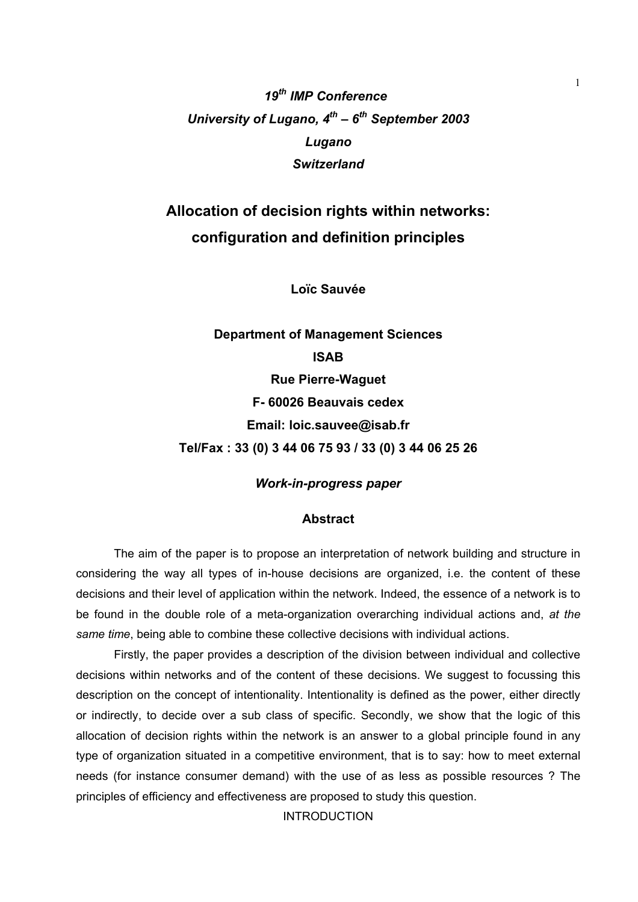***19th IMP Conference***

***University of Lugano, 4th – 6th September 2003***

***Lugano***

***Switzerland***

# Allocation of decision rights within networks: configuration and definition principles

**Loïc Sauvée**

**Department of Management Sciences**

**ISAB**

**Rue Pierre-Waguet**

**F- 60026 Beauvais cedex**

**Email: loic.sauvee@isab.fr**

**Tel/Fax : 33 (0) 3 44 06 75 93 / 33 (0) 3 44 06 25 26**

***Work-in-progress paper***

## Abstract

The aim of the paper is to propose an interpretation of network building and structure in considering the way all types of in-house decisions are organized, i.e. the content of these decisions and their level of application within the network. Indeed, the essence of a network is to be found in the double role of a meta-organization overarching individual actions and, *at the same time*, being able to combine these collective decisions with individual actions.

Firstly, the paper provides a description of the division between individual and collective decisions within networks and of the content of these decisions. We suggest to focussing this description on the concept of intentionality. Intentionality is defined as the power, either directly or indirectly, to decide over a sub class of specific. Secondly, we show that the logic of this allocation of decision rights within the network is an answer to a global principle found in any type of organization situated in a competitive environment, that is to say: how to meet external needs (for instance consumer demand) with the use of as less as possible resources ? The principles of efficiency and effectiveness are proposed to study this question.

INTRODUCTION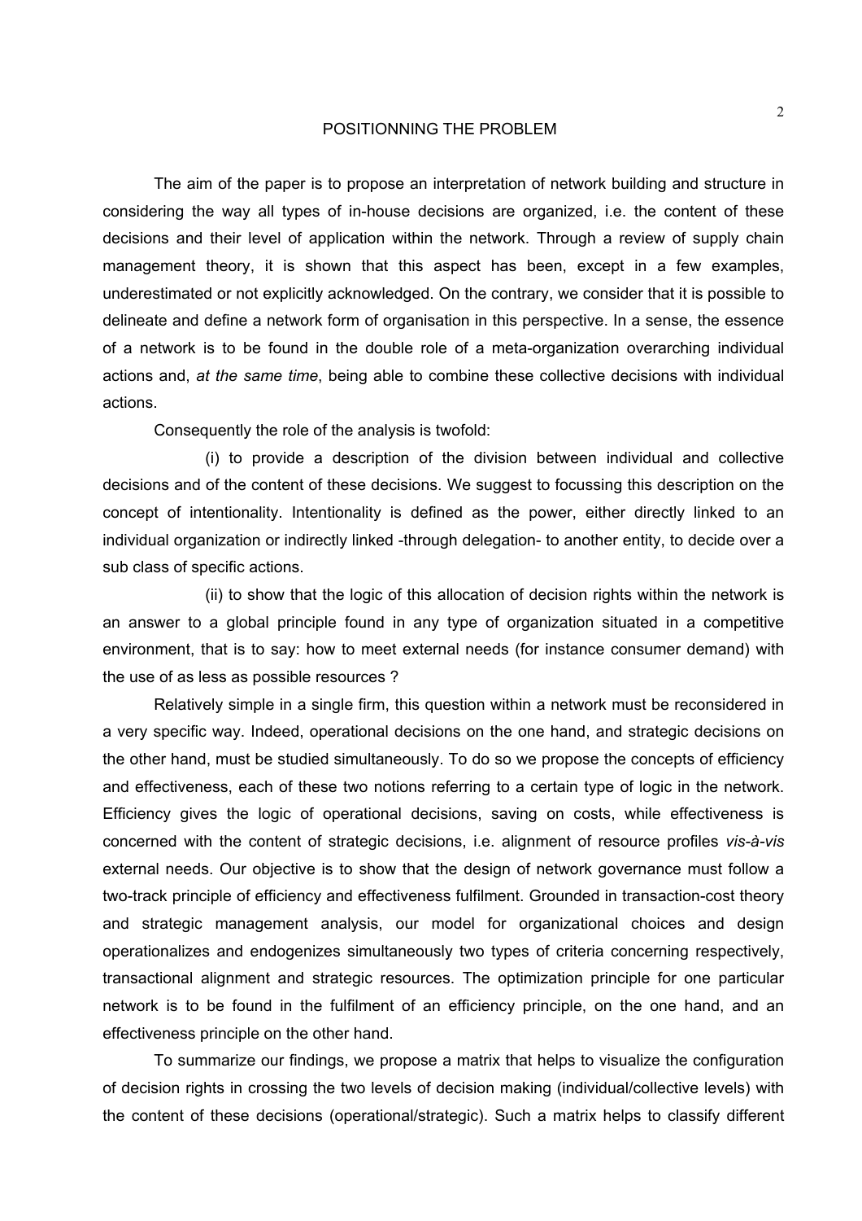## POSITIONNING THE PROBLEM

The aim of the paper is to propose an interpretation of network building and structure in considering the way all types of in-house decisions are organized, i.e. the content of these decisions and their level of application within the network. Through a review of supply chain management theory, it is shown that this aspect has been, except in a few examples, underestimated or not explicitly acknowledged. On the contrary, we consider that it is possible to delineate and define a network form of organisation in this perspective. In a sense, the essence of a network is to be found in the double role of a meta-organization overarching individual actions and, *at the same time*, being able to combine these collective decisions with individual actions.

Consequently the role of the analysis is twofold:

(i) to provide a description of the division between individual and collective decisions and of the content of these decisions. We suggest to focussing this description on the concept of intentionality. Intentionality is defined as the power, either directly linked to an individual organization or indirectly linked -through delegation- to another entity, to decide over a sub class of specific actions.

(ii) to show that the logic of this allocation of decision rights within the network is an answer to a global principle found in any type of organization situated in a competitive environment, that is to say: how to meet external needs (for instance consumer demand) with the use of as less as possible resources ?

Relatively simple in a single firm, this question within a network must be reconsidered in a very specific way. Indeed, operational decisions on the one hand, and strategic decisions on the other hand, must be studied simultaneously. To do so we propose the concepts of efficiency and effectiveness, each of these two notions referring to a certain type of logic in the network. Efficiency gives the logic of operational decisions, saving on costs, while effectiveness is concerned with the content of strategic decisions, i.e. alignment of resource profiles *vis-à-vis* external needs. Our objective is to show that the design of network governance must follow a two-track principle of efficiency and effectiveness fulfilment. Grounded in transaction-cost theory and strategic management analysis, our model for organizational choices and design operationalizes and endogenizes simultaneously two types of criteria concerning respectively, transactional alignment and strategic resources. The optimization principle for one particular network is to be found in the fulfilment of an efficiency principle, on the one hand, and an effectiveness principle on the other hand.

To summarize our findings, we propose a matrix that helps to visualize the configuration of decision rights in crossing the two levels of decision making (individual/collective levels) with the content of these decisions (operational/strategic). Such a matrix helps to classify different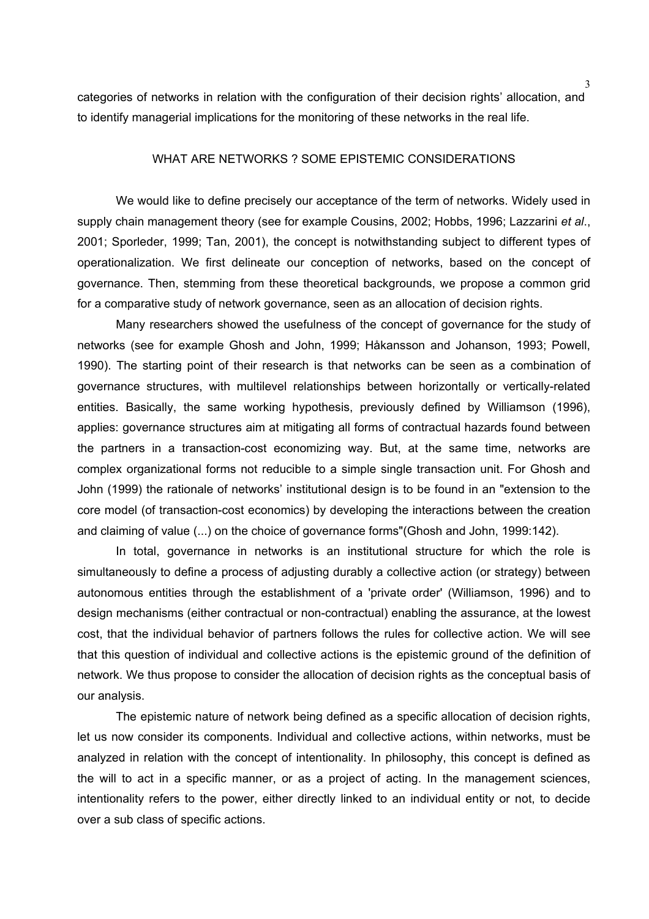categories of networks in relation with the configuration of their decision rights' allocation, and to identify managerial implications for the monitoring of these networks in the real life.

## WHAT ARE NETWORKS ? SOME EPISTEMIC CONSIDERATIONS

We would like to define precisely our acceptance of the term of networks. Widely used in supply chain management theory (see for example Cousins, 2002; Hobbs, 1996; Lazzarini *et al*., 2001; Sporleder, 1999; Tan, 2001), the concept is notwithstanding subject to different types of operationalization. We first delineate our conception of networks, based on the concept of governance. Then, stemming from these theoretical backgrounds, we propose a common grid for a comparative study of network governance, seen as an allocation of decision rights.

Many researchers showed the usefulness of the concept of governance for the study of networks (see for example Ghosh and John, 1999; Håkansson and Johanson, 1993; Powell, 1990). The starting point of their research is that networks can be seen as a combination of governance structures, with multilevel relationships between horizontally or vertically-related entities. Basically, the same working hypothesis, previously defined by Williamson (1996), applies: governance structures aim at mitigating all forms of contractual hazards found between the partners in a transaction-cost economizing way. But, at the same time, networks are complex organizational forms not reducible to a simple single transaction unit. For Ghosh and John (1999) the rationale of networks' institutional design is to be found in an "extension to the core model (of transaction-cost economics) by developing the interactions between the creation and claiming of value (...) on the choice of governance forms"(Ghosh and John, 1999:142).

In total, governance in networks is an institutional structure for which the role is simultaneously to define a process of adjusting durably a collective action (or strategy) between autonomous entities through the establishment of a 'private order' (Williamson, 1996) and to design mechanisms (either contractual or non-contractual) enabling the assurance, at the lowest cost, that the individual behavior of partners follows the rules for collective action. We will see that this question of individual and collective actions is the epistemic ground of the definition of network. We thus propose to consider the allocation of decision rights as the conceptual basis of our analysis.

The epistemic nature of network being defined as a specific allocation of decision rights, let us now consider its components. Individual and collective actions, within networks, must be analyzed in relation with the concept of intentionality. In philosophy, this concept is defined as the will to act in a specific manner, or as a project of acting. In the management sciences, intentionality refers to the power, either directly linked to an individual entity or not, to decide over a sub class of specific actions.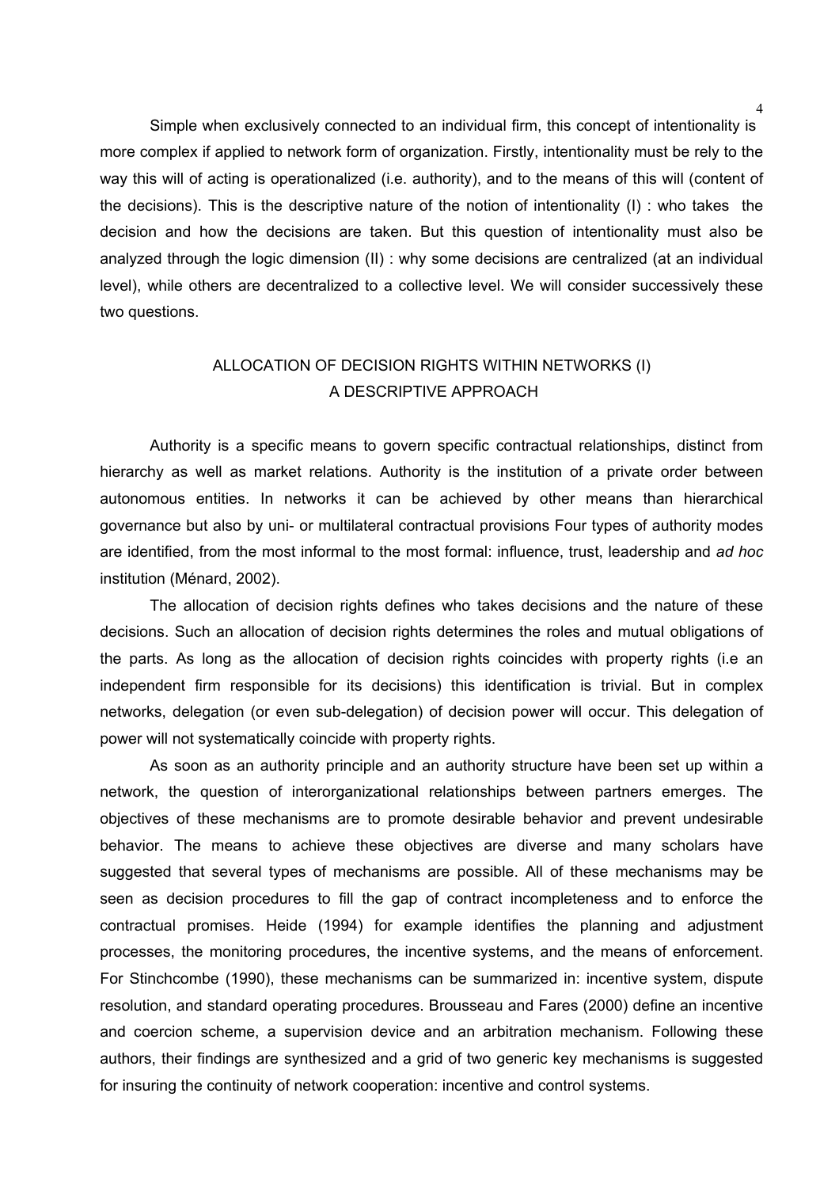Simple when exclusively connected to an individual firm, this concept of intentionality is more complex if applied to network form of organization. Firstly, intentionality must be rely to the way this will of acting is operationalized (i.e. authority), and to the means of this will (content of the decisions). This is the descriptive nature of the notion of intentionality (I) : who takes the decision and how the decisions are taken. But this question of intentionality must also be analyzed through the logic dimension (II) : why some decisions are centralized (at an individual level), while others are decentralized to a collective level. We will consider successively these two questions.

## ALLOCATION OF DECISION RIGHTS WITHIN NETWORKS (I)
## A DESCRIPTIVE APPROACH

Authority is a specific means to govern specific contractual relationships, distinct from hierarchy as well as market relations. Authority is the institution of a private order between autonomous entities. In networks it can be achieved by other means than hierarchical governance but also by uni- or multilateral contractual provisions Four types of authority modes are identified, from the most informal to the most formal: influence, trust, leadership and *ad hoc* institution (Ménard, 2002).

The allocation of decision rights defines who takes decisions and the nature of these decisions. Such an allocation of decision rights determines the roles and mutual obligations of the parts. As long as the allocation of decision rights coincides with property rights (i.e an independent firm responsible for its decisions) this identification is trivial. But in complex networks, delegation (or even sub-delegation) of decision power will occur. This delegation of power will not systematically coincide with property rights.

As soon as an authority principle and an authority structure have been set up within a network, the question of interorganizational relationships between partners emerges. The objectives of these mechanisms are to promote desirable behavior and prevent undesirable behavior. The means to achieve these objectives are diverse and many scholars have suggested that several types of mechanisms are possible. All of these mechanisms may be seen as decision procedures to fill the gap of contract incompleteness and to enforce the contractual promises. Heide (1994) for example identifies the planning and adjustment processes, the monitoring procedures, the incentive systems, and the means of enforcement. For Stinchcombe (1990), these mechanisms can be summarized in: incentive system, dispute resolution, and standard operating procedures. Brousseau and Fares (2000) define an incentive and coercion scheme, a supervision device and an arbitration mechanism. Following these authors, their findings are synthesized and a grid of two generic key mechanisms is suggested for insuring the continuity of network cooperation: incentive and control systems.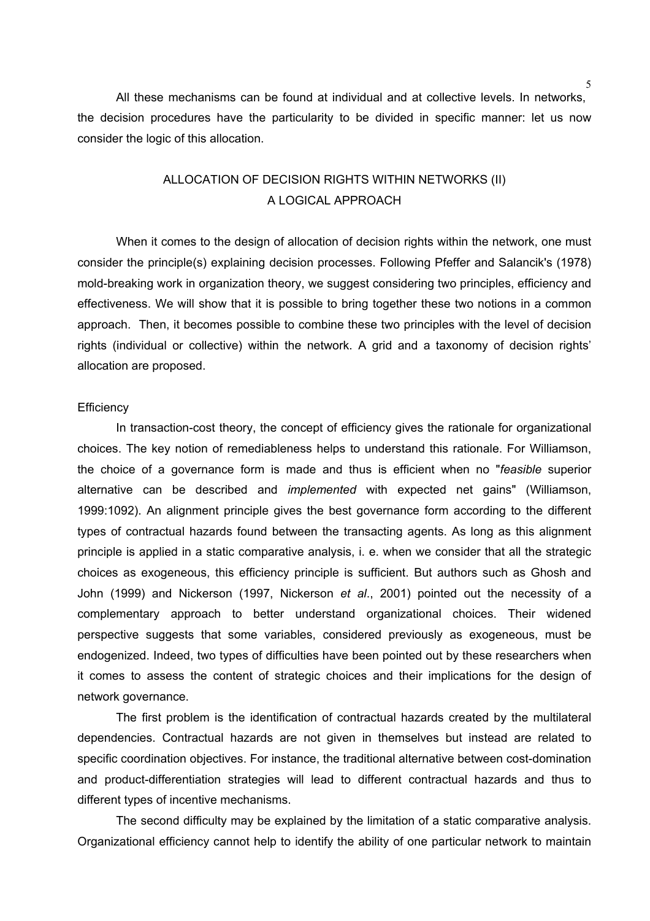All these mechanisms can be found at individual and at collective levels. In networks, the decision procedures have the particularity to be divided in specific manner: let us now consider the logic of this allocation.

## ALLOCATION OF DECISION RIGHTS WITHIN NETWORKS (II) A LOGICAL APPROACH

When it comes to the design of allocation of decision rights within the network, one must consider the principle(s) explaining decision processes. Following Pfeffer and Salancik's (1978) mold-breaking work in organization theory, we suggest considering two principles, efficiency and effectiveness. We will show that it is possible to bring together these two notions in a common approach. Then, it becomes possible to combine these two principles with the level of decision rights (individual or collective) within the network. A grid and a taxonomy of decision rights' allocation are proposed.

### Efficiency

In transaction-cost theory, the concept of efficiency gives the rationale for organizational choices. The key notion of remediableness helps to understand this rationale. For Williamson, the choice of a governance form is made and thus is efficient when no "*feasible* superior alternative can be described and *implemented* with expected net gains" (Williamson, 1999:1092). An alignment principle gives the best governance form according to the different types of contractual hazards found between the transacting agents. As long as this alignment principle is applied in a static comparative analysis, i. e. when we consider that all the strategic choices as exogeneous, this efficiency principle is sufficient. But authors such as Ghosh and John (1999) and Nickerson (1997, Nickerson *et al*., 2001) pointed out the necessity of a complementary approach to better understand organizational choices. Their widened perspective suggests that some variables, considered previously as exogeneous, must be endogenized. Indeed, two types of difficulties have been pointed out by these researchers when it comes to assess the content of strategic choices and their implications for the design of network governance.

The first problem is the identification of contractual hazards created by the multilateral dependencies. Contractual hazards are not given in themselves but instead are related to specific coordination objectives. For instance, the traditional alternative between cost-domination and product-differentiation strategies will lead to different contractual hazards and thus to different types of incentive mechanisms.

The second difficulty may be explained by the limitation of a static comparative analysis. Organizational efficiency cannot help to identify the ability of one particular network to maintain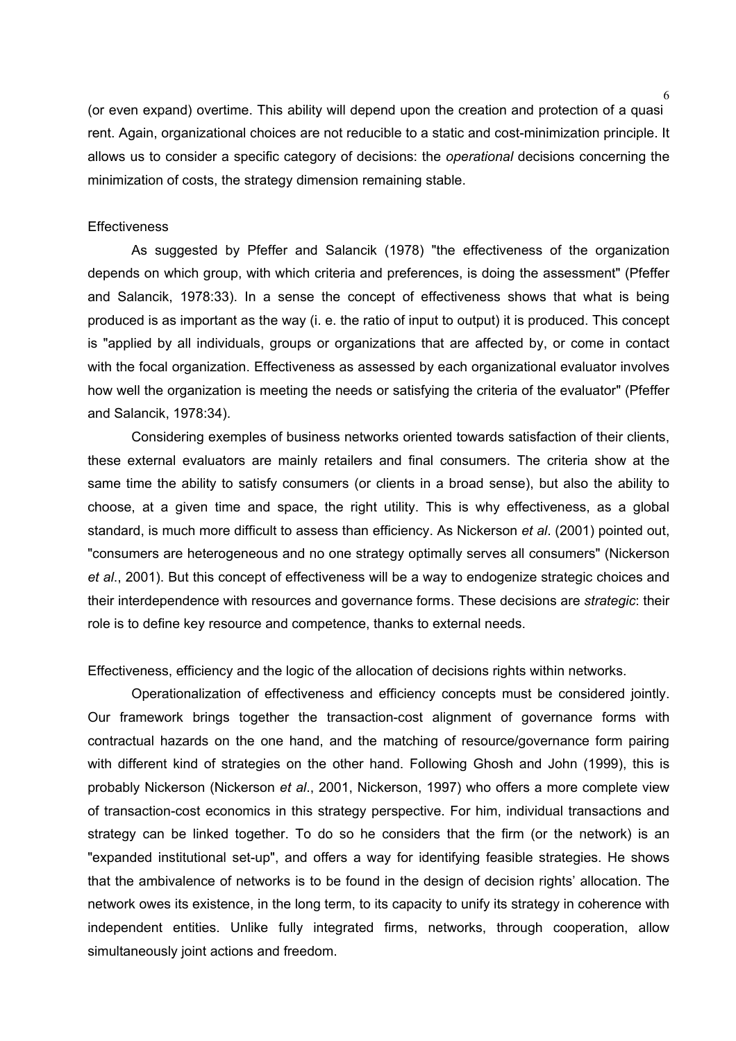(or even expand) overtime. This ability will depend upon the creation and protection of a quasi rent. Again, organizational choices are not reducible to a static and cost-minimization principle. It allows us to consider a specific category of decisions: the *operational* decisions concerning the minimization of costs, the strategy dimension remaining stable.

## Effectiveness

As suggested by Pfeffer and Salancik (1978) "the effectiveness of the organization depends on which group, with which criteria and preferences, is doing the assessment" (Pfeffer and Salancik, 1978:33). In a sense the concept of effectiveness shows that what is being produced is as important as the way (i. e. the ratio of input to output) it is produced. This concept is "applied by all individuals, groups or organizations that are affected by, or come in contact with the focal organization. Effectiveness as assessed by each organizational evaluator involves how well the organization is meeting the needs or satisfying the criteria of the evaluator" (Pfeffer and Salancik, 1978:34).

Considering exemples of business networks oriented towards satisfaction of their clients, these external evaluators are mainly retailers and final consumers. The criteria show at the same time the ability to satisfy consumers (or clients in a broad sense), but also the ability to choose, at a given time and space, the right utility. This is why effectiveness, as a global standard, is much more difficult to assess than efficiency. As Nickerson *et al*. (2001) pointed out, "consumers are heterogeneous and no one strategy optimally serves all consumers" (Nickerson *et al*., 2001). But this concept of effectiveness will be a way to endogenize strategic choices and their interdependence with resources and governance forms. These decisions are *strategic*: their role is to define key resource and competence, thanks to external needs.

## Effectiveness, efficiency and the logic of the allocation of decisions rights within networks.

Operationalization of effectiveness and efficiency concepts must be considered jointly. Our framework brings together the transaction-cost alignment of governance forms with contractual hazards on the one hand, and the matching of resource/governance form pairing with different kind of strategies on the other hand. Following Ghosh and John (1999), this is probably Nickerson (Nickerson *et al*., 2001, Nickerson, 1997) who offers a more complete view of transaction-cost economics in this strategy perspective. For him, individual transactions and strategy can be linked together. To do so he considers that the firm (or the network) is an "expanded institutional set-up", and offers a way for identifying feasible strategies. He shows that the ambivalence of networks is to be found in the design of decision rights' allocation. The network owes its existence, in the long term, to its capacity to unify its strategy in coherence with independent entities. Unlike fully integrated firms, networks, through cooperation, allow simultaneously joint actions and freedom.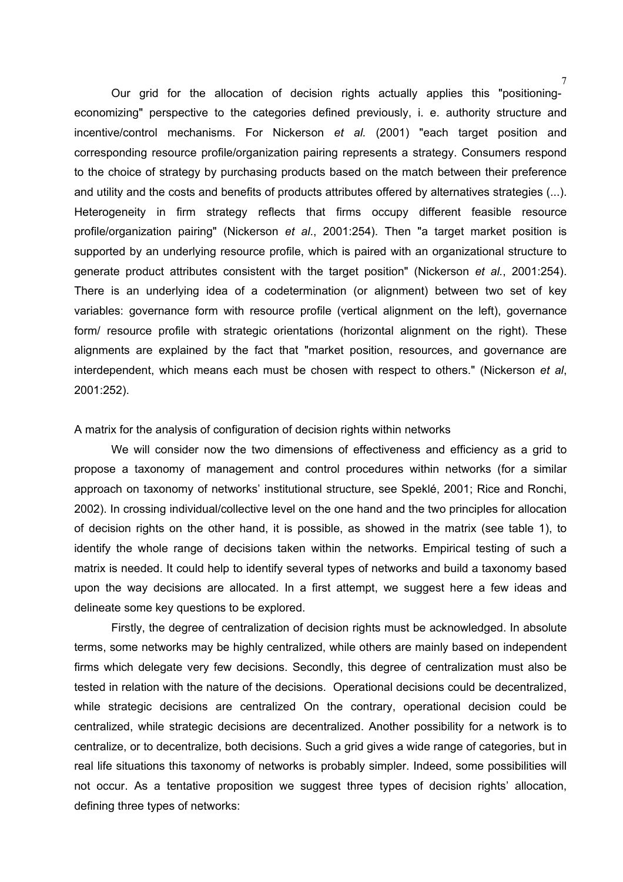Our grid for the allocation of decision rights actually applies this "positioning-economizing" perspective to the categories defined previously, i. e. authority structure and incentive/control mechanisms. For Nickerson *et al.* (2001) "each target position and corresponding resource profile/organization pairing represents a strategy. Consumers respond to the choice of strategy by purchasing products based on the match between their preference and utility and the costs and benefits of products attributes offered by alternatives strategies (...). Heterogeneity in firm strategy reflects that firms occupy different feasible resource profile/organization pairing" (Nickerson *et al.*, 2001:254). Then "a target market position is supported by an underlying resource profile, which is paired with an organizational structure to generate product attributes consistent with the target position" (Nickerson *et al.*, 2001:254). There is an underlying idea of a codetermination (or alignment) between two set of key variables: governance form with resource profile (vertical alignment on the left), governance form/ resource profile with strategic orientations (horizontal alignment on the right). These alignments are explained by the fact that "market position, resources, and governance are interdependent, which means each must be chosen with respect to others." (Nickerson *et al*, 2001:252).

A matrix for the analysis of configuration of decision rights within networks

We will consider now the two dimensions of effectiveness and efficiency as a grid to propose a taxonomy of management and control procedures within networks (for a similar approach on taxonomy of networks' institutional structure, see Speklé, 2001; Rice and Ronchi, 2002). In crossing individual/collective level on the one hand and the two principles for allocation of decision rights on the other hand, it is possible, as showed in the matrix (see table 1), to identify the whole range of decisions taken within the networks. Empirical testing of such a matrix is needed. It could help to identify several types of networks and build a taxonomy based upon the way decisions are allocated. In a first attempt, we suggest here a few ideas and delineate some key questions to be explored.

Firstly, the degree of centralization of decision rights must be acknowledged. In absolute terms, some networks may be highly centralized, while others are mainly based on independent firms which delegate very few decisions. Secondly, this degree of centralization must also be tested in relation with the nature of the decisions. Operational decisions could be decentralized, while strategic decisions are centralized On the contrary, operational decision could be centralized, while strategic decisions are decentralized. Another possibility for a network is to centralize, or to decentralize, both decisions. Such a grid gives a wide range of categories, but in real life situations this taxonomy of networks is probably simpler. Indeed, some possibilities will not occur. As a tentative proposition we suggest three types of decision rights' allocation, defining three types of networks: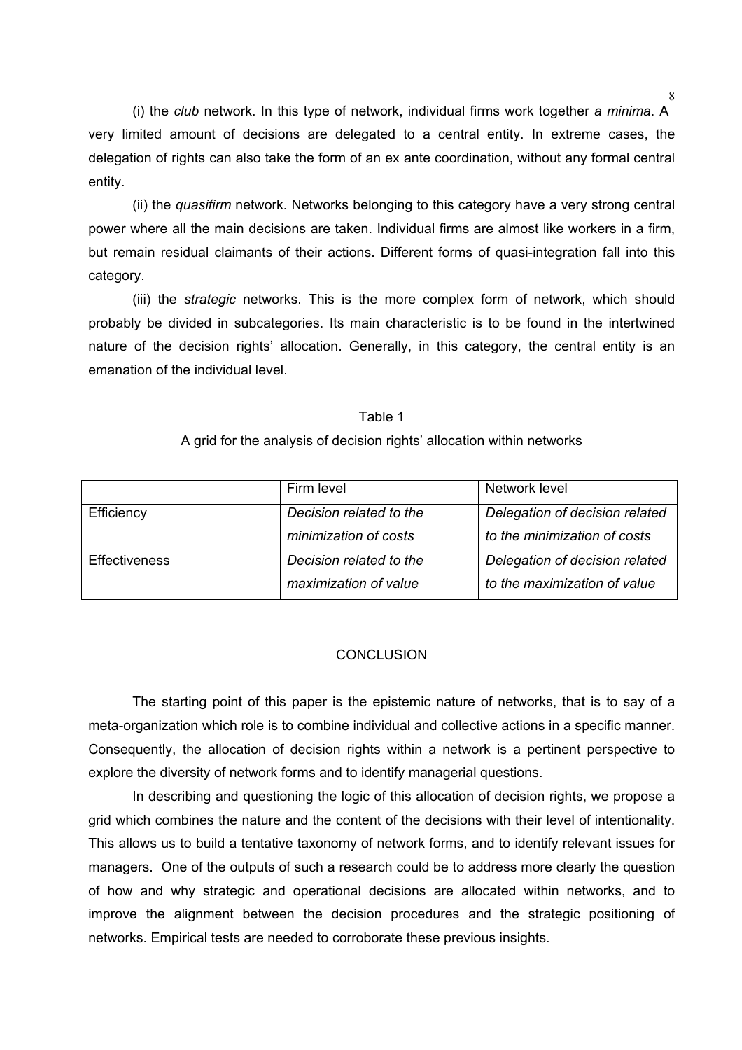(i) the *club* network. In this type of network, individual firms work together *a minima*. A very limited amount of decisions are delegated to a central entity. In extreme cases, the delegation of rights can also take the form of an ex ante coordination, without any formal central entity.

(ii) the *quasifirm* network. Networks belonging to this category have a very strong central power where all the main decisions are taken. Individual firms are almost like workers in a firm, but remain residual claimants of their actions. Different forms of quasi-integration fall into this category.

(iii) the *strategic* networks. This is the more complex form of network, which should probably be divided in subcategories. Its main characteristic is to be found in the intertwined nature of the decision rights' allocation. Generally, in this category, the central entity is an emanation of the individual level.

Table 1

A grid for the analysis of decision rights' allocation within networks

| | Firm level | Network level |
|---|---|---|
| Efficiency | *Decision related to the minimization of costs* | *Delegation of decision related to the minimization of costs* |
| Effectiveness | *Decision related to the maximization of value* | *Delegation of decision related to the maximization of value* |

## CONCLUSION

The starting point of this paper is the epistemic nature of networks, that is to say of a meta-organization which role is to combine individual and collective actions in a specific manner. Consequently, the allocation of decision rights within a network is a pertinent perspective to explore the diversity of network forms and to identify managerial questions.

In describing and questioning the logic of this allocation of decision rights, we propose a grid which combines the nature and the content of the decisions with their level of intentionality. This allows us to build a tentative taxonomy of network forms, and to identify relevant issues for managers. One of the outputs of such a research could be to address more clearly the question of how and why strategic and operational decisions are allocated within networks, and to improve the alignment between the decision procedures and the strategic positioning of networks. Empirical tests are needed to corroborate these previous insights.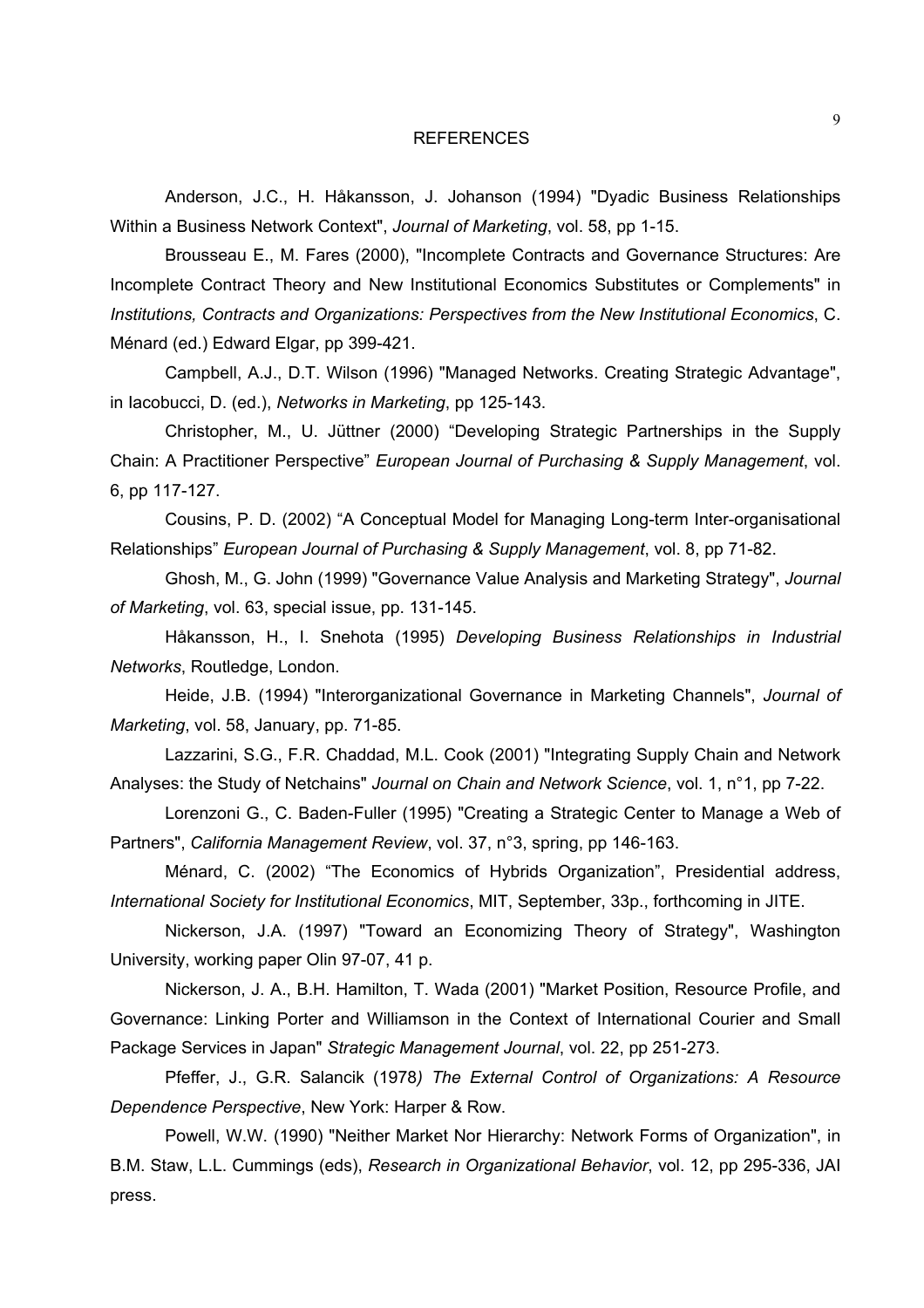# REFERENCES

Anderson, J.C., H. Håkansson, J. Johanson (1994) "Dyadic Business Relationships Within a Business Network Context", *Journal of Marketing*, vol. 58, pp 1-15.

Brousseau E., M. Fares (2000), "Incomplete Contracts and Governance Structures: Are Incomplete Contract Theory and New Institutional Economics Substitutes or Complements" in *Institutions, Contracts and Organizations: Perspectives from the New Institutional Economics*, C. Ménard (ed.) Edward Elgar, pp 399-421.

Campbell, A.J., D.T. Wilson (1996) "Managed Networks. Creating Strategic Advantage", in Iacobucci, D. (ed.), *Networks in Marketing*, pp 125-143.

Christopher, M., U. Jüttner (2000) "Developing Strategic Partnerships in the Supply Chain: A Practitioner Perspective" *European Journal of Purchasing & Supply Management*, vol. 6, pp 117-127.

Cousins, P. D. (2002) "A Conceptual Model for Managing Long-term Inter-organisational Relationships" *European Journal of Purchasing & Supply Management*, vol. 8, pp 71-82.

Ghosh, M., G. John (1999) "Governance Value Analysis and Marketing Strategy", *Journal of Marketing*, vol. 63, special issue, pp. 131-145.

Håkansson, H., I. Snehota (1995) *Developing Business Relationships in Industrial Networks*, Routledge, London.

Heide, J.B. (1994) "Interorganizational Governance in Marketing Channels", *Journal of Marketing*, vol. 58, January, pp. 71-85.

Lazzarini, S.G., F.R. Chaddad, M.L. Cook (2001) "Integrating Supply Chain and Network Analyses: the Study of Netchains" *Journal on Chain and Network Science*, vol. 1, n°1, pp 7-22.

Lorenzoni G., C. Baden-Fuller (1995) "Creating a Strategic Center to Manage a Web of Partners", *California Management Review*, vol. 37, n°3, spring, pp 146-163.

Ménard, C. (2002) "The Economics of Hybrids Organization", Presidential address, *International Society for Institutional Economics*, MIT, September, 33p., forthcoming in JITE.

Nickerson, J.A. (1997) "Toward an Economizing Theory of Strategy", Washington University, working paper Olin 97-07, 41 p.

Nickerson, J. A., B.H. Hamilton, T. Wada (2001) "Market Position, Resource Profile, and Governance: Linking Porter and Williamson in the Context of International Courier and Small Package Services in Japan" *Strategic Management Journal*, vol. 22, pp 251-273.

Pfeffer, J., G.R. Salancik (1978) *The External Control of Organizations: A Resource Dependence Perspective*, New York: Harper & Row.

Powell, W.W. (1990) "Neither Market Nor Hierarchy: Network Forms of Organization", in B.M. Staw, L.L. Cummings (eds), *Research in Organizational Behavior*, vol. 12, pp 295-336, JAI press.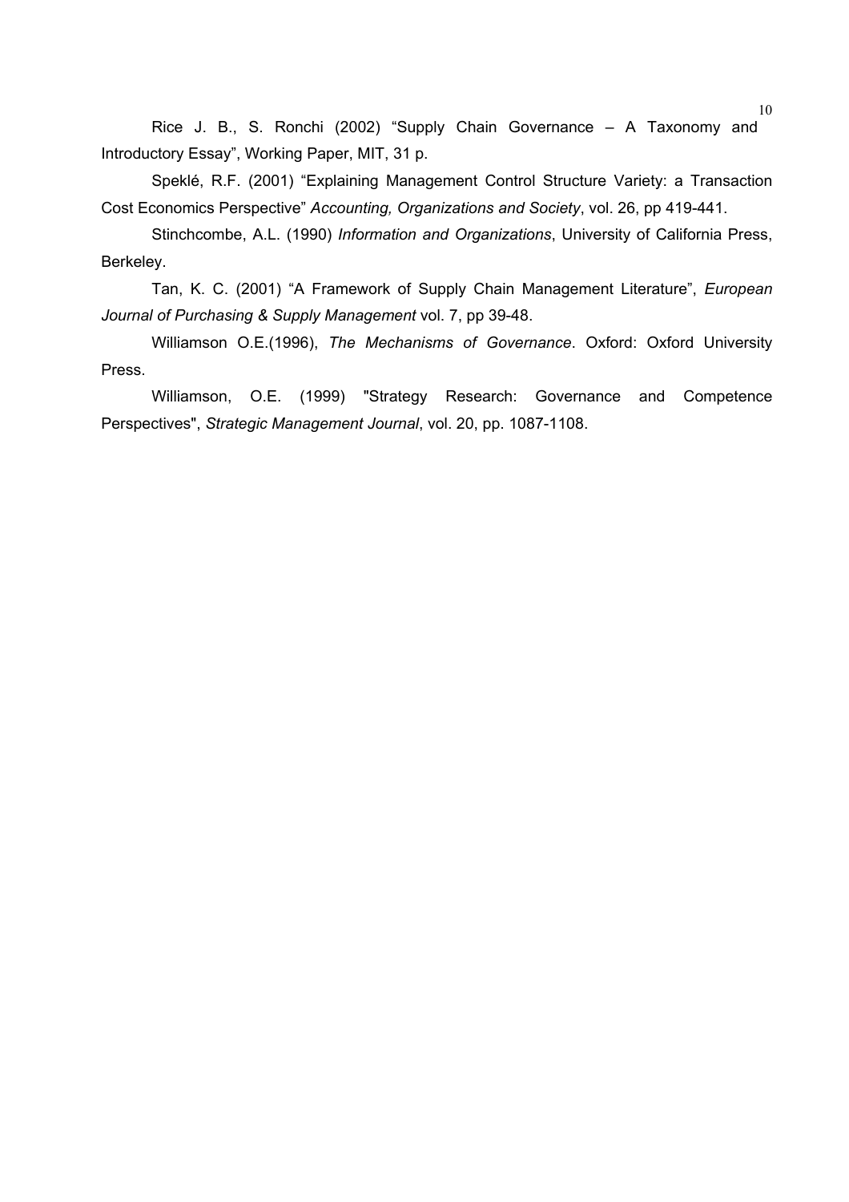Rice J. B., S. Ronchi (2002) “Supply Chain Governance – A Taxonomy and Introductory Essay”, Working Paper, MIT, 31 p.

Speklé, R.F. (2001) “Explaining Management Control Structure Variety: a Transaction Cost Economics Perspective” *Accounting, Organizations and Society*, vol. 26, pp 419-441.

Stinchcombe, A.L. (1990) *Information and Organizations*, University of California Press, Berkeley.

Tan, K. C. (2001) “A Framework of Supply Chain Management Literature”, *European Journal of Purchasing & Supply Management* vol. 7, pp 39-48.

Williamson O.E.(1996), *The Mechanisms of Governance*. Oxford: Oxford University Press.

Williamson, O.E. (1999) "Strategy Research: Governance and Competence Perspectives", *Strategic Management Journal*, vol. 20, pp. 1087-1108.